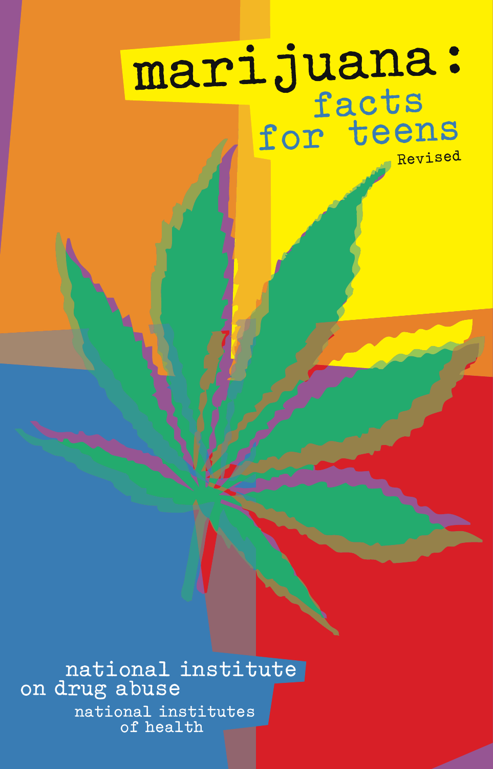# marijuana: facts for teens

Revised

national institute on drug abuse

national institutes of health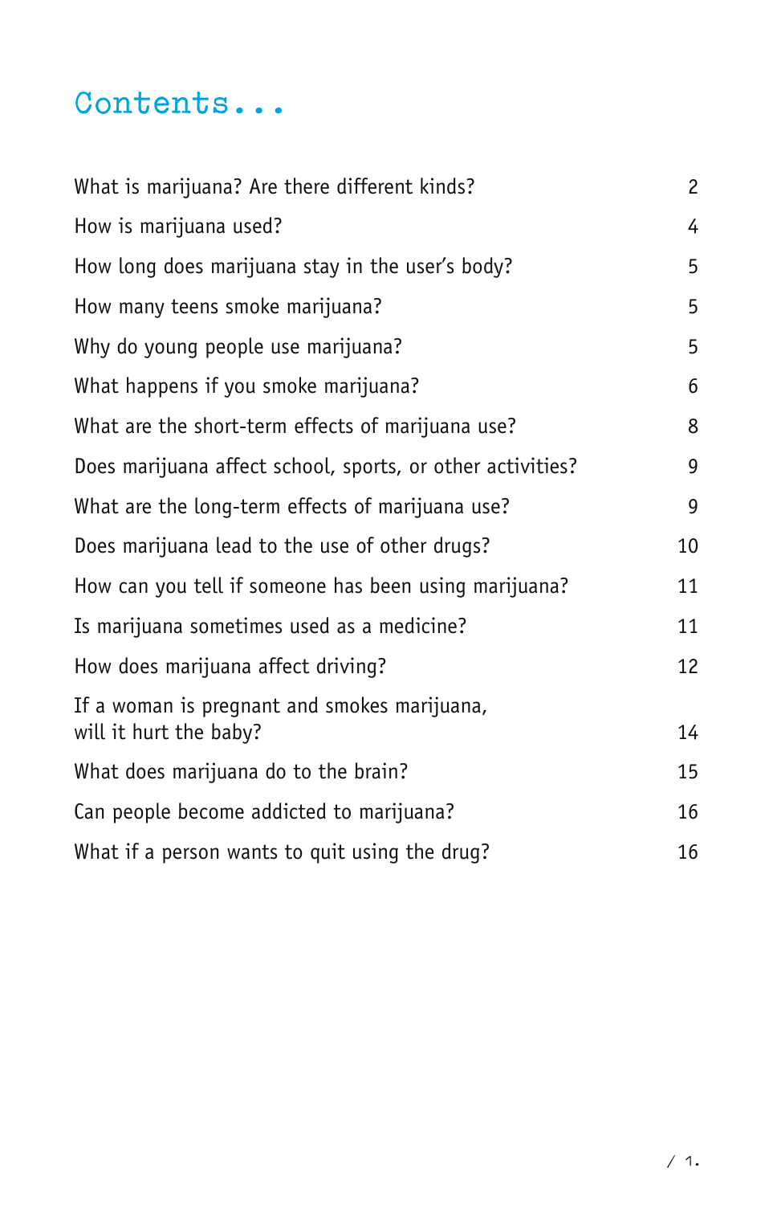# Contents...

| | |
|---|---|
| What is marijuana? Are there different kinds? | 2 |
| How is marijuana used? | 4 |
| How long does marijuana stay in the user's body? | 5 |
| How many teens smoke marijuana? | 5 |
| Why do young people use marijuana? | 5 |
| What happens if you smoke marijuana? | 6 |
| What are the short-term effects of marijuana use? | 8 |
| Does marijuana affect school, sports, or other activities? | 9 |
| What are the long-term effects of marijuana use? | 9 |
| Does marijuana lead to the use of other drugs? | 10 |
| How can you tell if someone has been using marijuana? | 11 |
| Is marijuana sometimes used as a medicine? | 11 |
| How does marijuana affect driving? | 12 |
| If a woman is pregnant and smokes marijuana, will it hurt the baby? | 14 |
| What does marijuana do to the brain? | 15 |
| Can people become addicted to marijuana? | 16 |
| What if a person wants to quit using the drug? | 16 |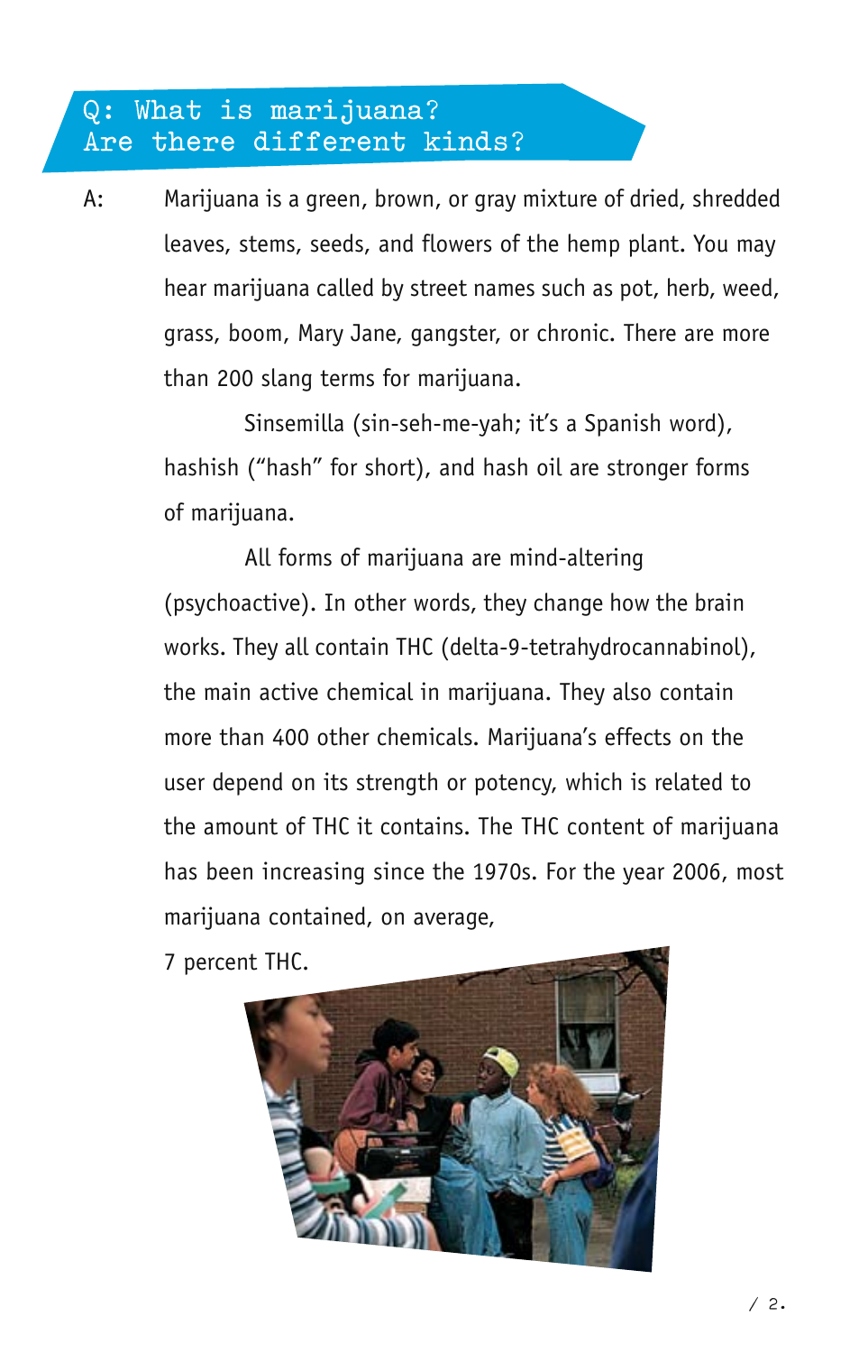## Q: What is marijuana? Are there different kinds?

A: Marijuana is a green, brown, or gray mixture of dried, shredded leaves, stems, seeds, and flowers of the hemp plant. You may hear marijuana called by street names such as pot, herb, weed, grass, boom, Mary Jane, gangster, or chronic. There are more than 200 slang terms for marijuana.

Sinsemilla (sin-seh-me-yah; it's a Spanish word), hashish ("hash" for short), and hash oil are stronger forms of marijuana.

All forms of marijuana are mind-altering (psychoactive). In other words, they change how the brain works. They all contain THC (delta-9-tetrahydrocannabinol), the main active chemical in marijuana. They also contain more than 400 other chemicals. Marijuana's effects on the user depend on its strength or potency, which is related to the amount of THC it contains. The THC content of marijuana has been increasing since the 1970s. For the year 2006, most marijuana contained, on average, 7 percent THC.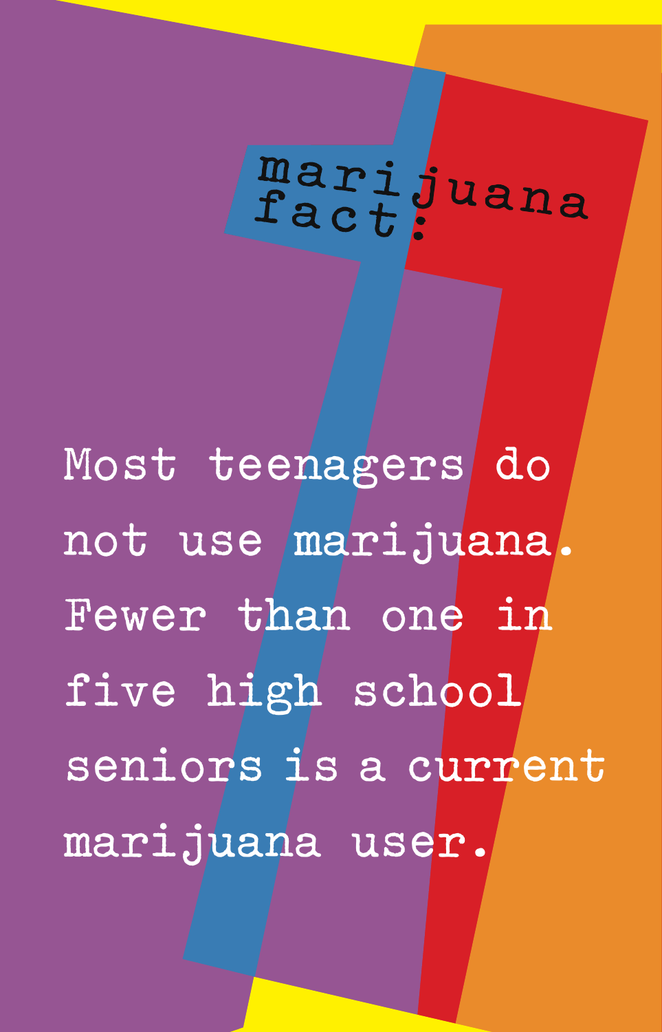## marijuana fact:

Most teenagers do not use marijuana. Fewer than one in five high school seniors is a current marijuana user.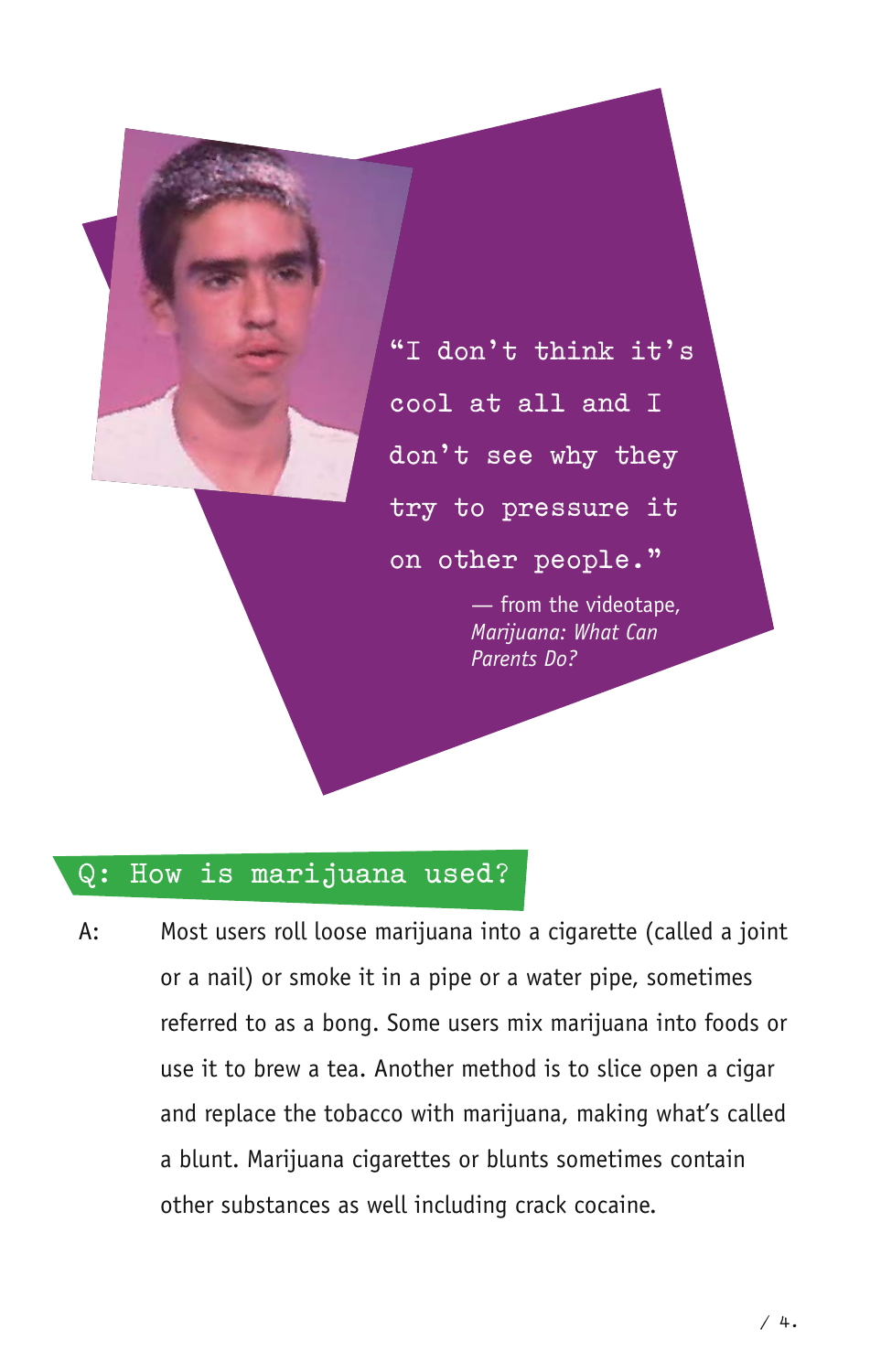"I don't think it's cool at all and I don't see why they try to pressure it on other people."

— from the videotape, *Marijuana: What Can Parents Do?*

## Q: How is marijuana used?

A: Most users roll loose marijuana into a cigarette (called a joint or a nail) or smoke it in a pipe or a water pipe, sometimes referred to as a bong. Some users mix marijuana into foods or use it to brew a tea. Another method is to slice open a cigar and replace the tobacco with marijuana, making what's called a blunt. Marijuana cigarettes or blunts sometimes contain other substances as well including crack cocaine.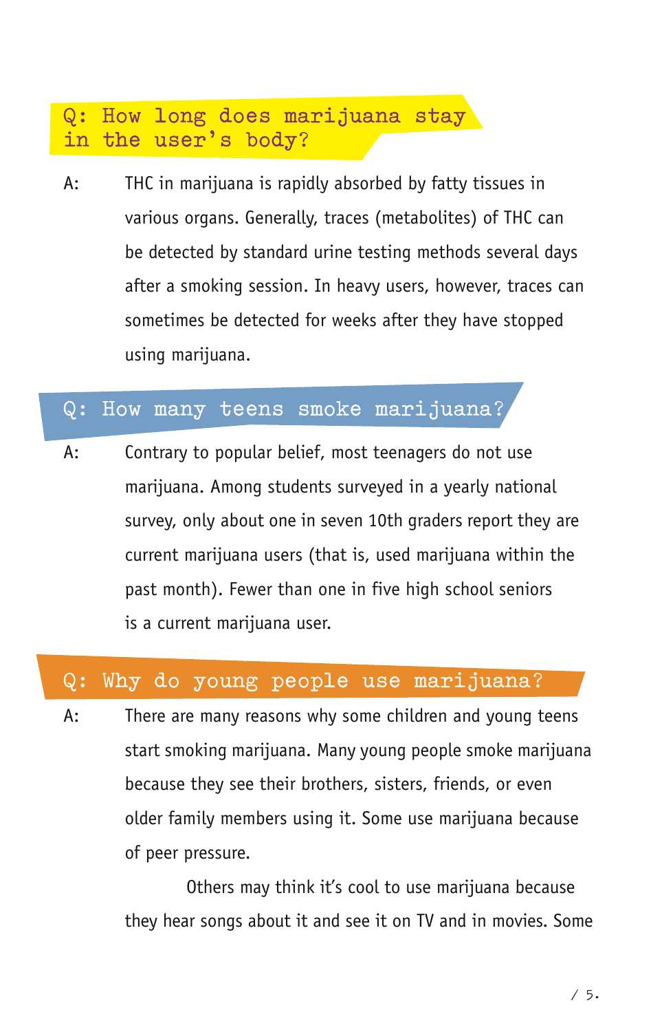## Q: How long does marijuana stay in the user's body?

A: THC in marijuana is rapidly absorbed by fatty tissues in various organs. Generally, traces (metabolites) of THC can be detected by standard urine testing methods several days after a smoking session. In heavy users, however, traces can sometimes be detected for weeks after they have stopped using marijuana.

## Q: How many teens smoke marijuana?

A: Contrary to popular belief, most teenagers do not use marijuana. Among students surveyed in a yearly national survey, only about one in seven 10th graders report they are current marijuana users (that is, used marijuana within the past month). Fewer than one in five high school seniors is a current marijuana user.

## Q: Why do young people use marijuana?

A: There are many reasons why some children and young teens start smoking marijuana. Many young people smoke marijuana because they see their brothers, sisters, friends, or even older family members using it. Some use marijuana because of peer pressure.

Others may think it's cool to use marijuana because they hear songs about it and see it on TV and in movies. Some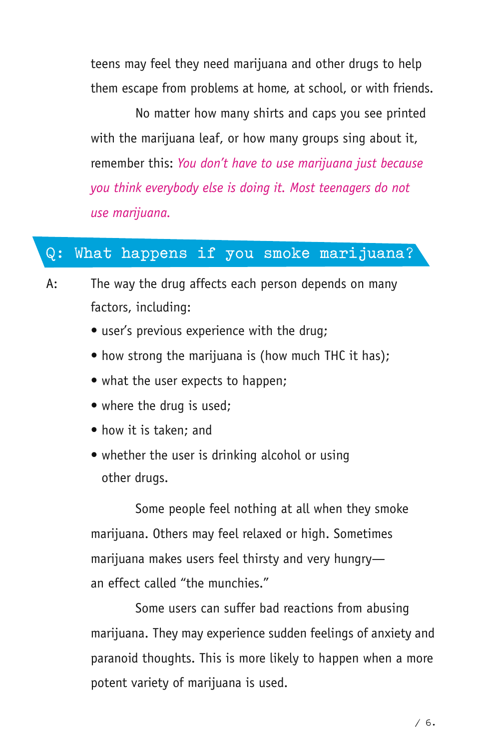teens may feel they need marijuana and other drugs to help them escape from problems at home, at school, or with friends.

No matter how many shirts and caps you see printed with the marijuana leaf, or how many groups sing about it, remember this: *You don't have to use marijuana just because you think everybody else is doing it. Most teenagers do not use marijuana.*

## Q: What happens if you smoke marijuana?

A: The way the drug affects each person depends on many factors, including:

- user's previous experience with the drug;
- how strong the marijuana is (how much THC it has);
- what the user expects to happen;
- where the drug is used;
- how it is taken; and
- whether the user is drinking alcohol or using other drugs.

Some people feel nothing at all when they smoke marijuana. Others may feel relaxed or high. Sometimes marijuana makes users feel thirsty and very hungry—an effect called "the munchies."

Some users can suffer bad reactions from abusing marijuana. They may experience sudden feelings of anxiety and paranoid thoughts. This is more likely to happen when a more potent variety of marijuana is used.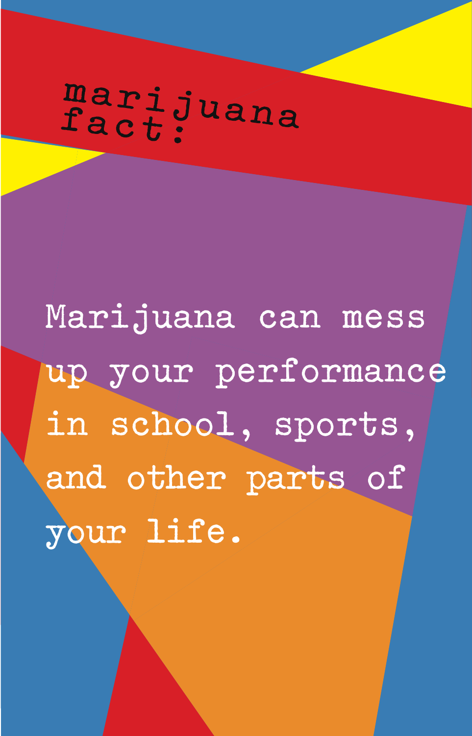## marijuana fact:

Marijuana can mess up your performance in school, sports, and other parts of your life.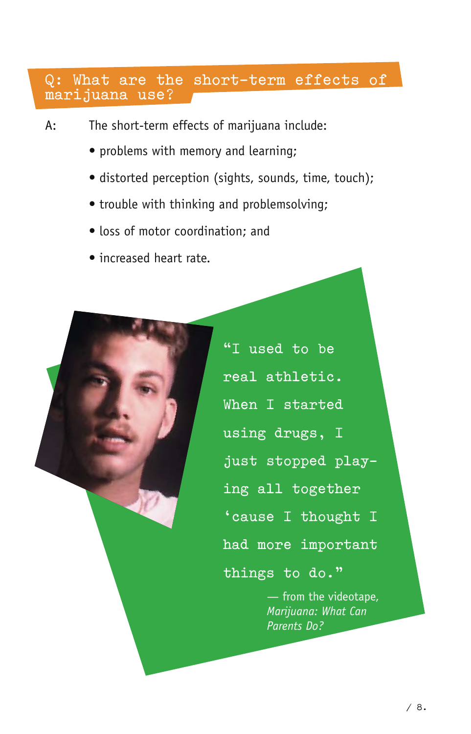## Q: What are the short-term effects of marijuana use?

A: The short-term effects of marijuana include:

- problems with memory and learning;
- distorted perception (sights, sounds, time, touch);
- trouble with thinking and problemsolving;
- loss of motor coordination; and
- increased heart rate.

"I used to be real athletic. When I started using drugs, I just stopped playing all together 'cause I thought I had more important things to do."

— from the videotape, *Marijuana: What Can Parents Do?*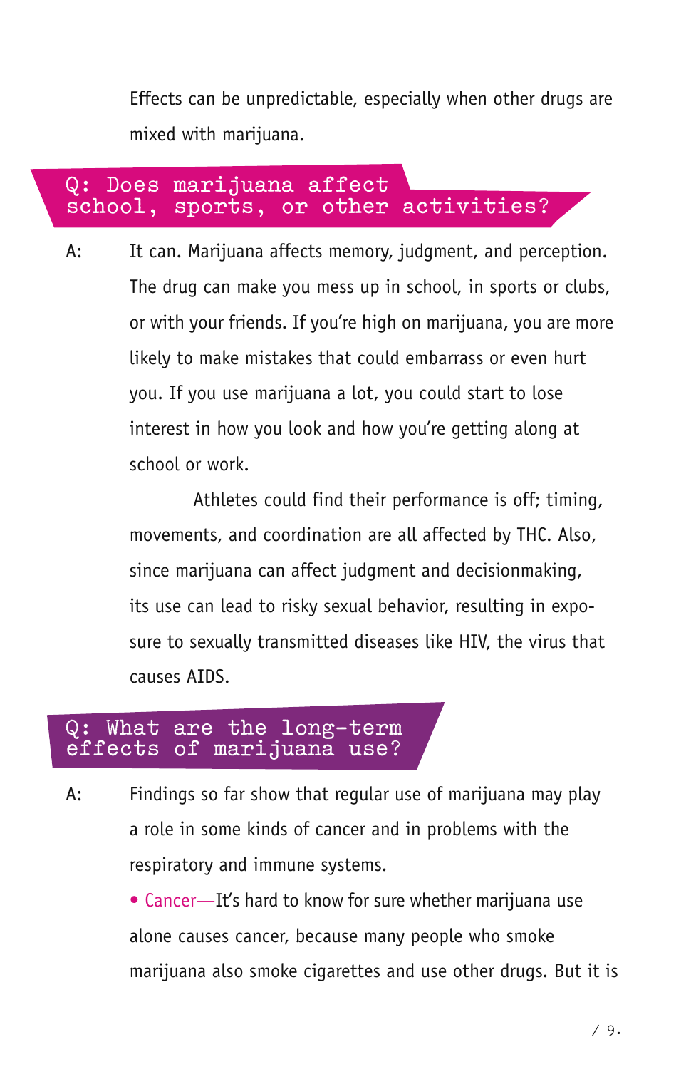Effects can be unpredictable, especially when other drugs are mixed with marijuana.

## Q: Does marijuana affect school, sports, or other activities?

A: It can. Marijuana affects memory, judgment, and perception. The drug can make you mess up in school, in sports or clubs, or with your friends. If you're high on marijuana, you are more likely to make mistakes that could embarrass or even hurt you. If you use marijuana a lot, you could start to lose interest in how you look and how you're getting along at school or work.

Athletes could find their performance is off; timing, movements, and coordination are all affected by THC. Also, since marijuana can affect judgment and decisionmaking, its use can lead to risky sexual behavior, resulting in exposure to sexually transmitted diseases like HIV, the virus that causes AIDS.

## Q: What are the long-term effects of marijuana use?

A: Findings so far show that regular use of marijuana may play a role in some kinds of cancer and in problems with the respiratory and immune systems.

- Cancer—It's hard to know for sure whether marijuana use alone causes cancer, because many people who smoke marijuana also smoke cigarettes and use other drugs. But it is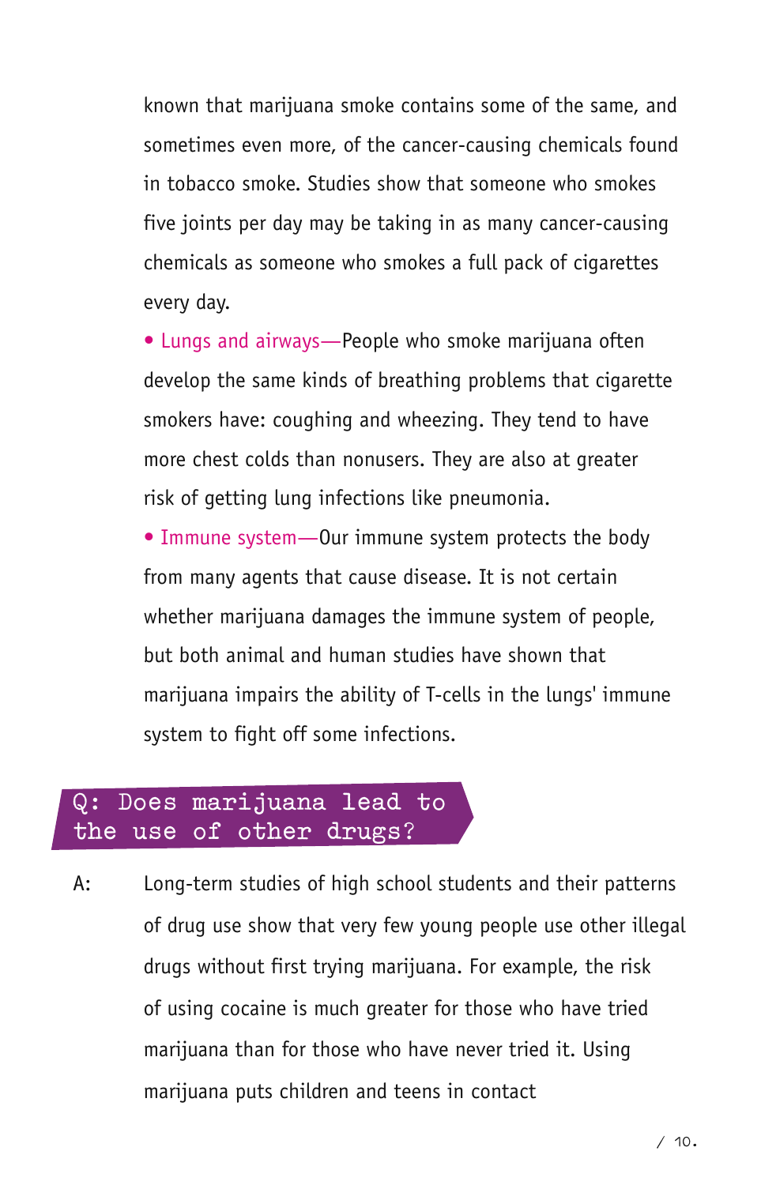known that marijuana smoke contains some of the same, and sometimes even more, of the cancer-causing chemicals found in tobacco smoke. Studies show that someone who smokes five joints per day may be taking in as many cancer-causing chemicals as someone who smokes a full pack of cigarettes every day.

- Lungs and airways—People who smoke marijuana often develop the same kinds of breathing problems that cigarette smokers have: coughing and wheezing. They tend to have more chest colds than nonusers. They are also at greater risk of getting lung infections like pneumonia.
- Immune system—Our immune system protects the body from many agents that cause disease. It is not certain whether marijuana damages the immune system of people, but both animal and human studies have shown that marijuana impairs the ability of T-cells in the lungs' immune system to fight off some infections.

## Q: Does marijuana lead to the use of other drugs?

A: Long-term studies of high school students and their patterns of drug use show that very few young people use other illegal drugs without first trying marijuana. For example, the risk of using cocaine is much greater for those who have tried marijuana than for those who have never tried it. Using marijuana puts children and teens in contact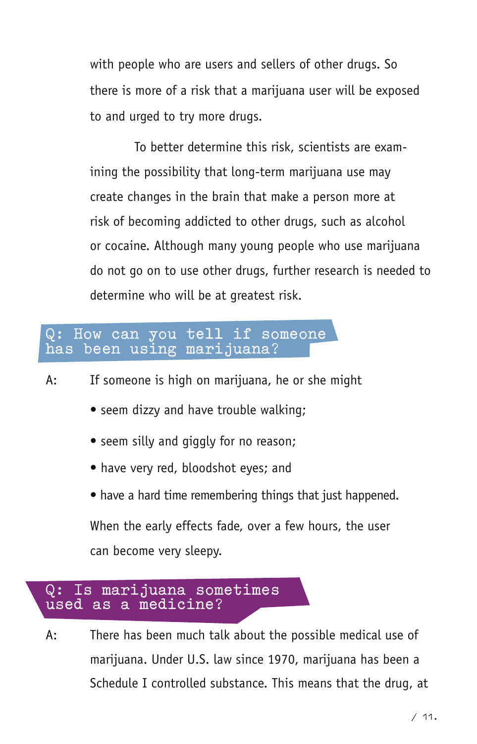with people who are users and sellers of other drugs. So there is more of a risk that a marijuana user will be exposed to and urged to try more drugs.

To better determine this risk, scientists are examining the possibility that long-term marijuana use may create changes in the brain that make a person more at risk of becoming addicted to other drugs, such as alcohol or cocaine. Although many young people who use marijuana do not go on to use other drugs, further research is needed to determine who will be at greatest risk.

## Q: How can you tell if someone has been using marijuana?

A: If someone is high on marijuana, he or she might

- seem dizzy and have trouble walking;
- seem silly and giggly for no reason;
- have very red, bloodshot eyes; and
- have a hard time remembering things that just happened.

When the early effects fade, over a few hours, the user can become very sleepy.

## Q: Is marijuana sometimes used as a medicine?

A: There has been much talk about the possible medical use of marijuana. Under U.S. law since 1970, marijuana has been a Schedule I controlled substance. This means that the drug, at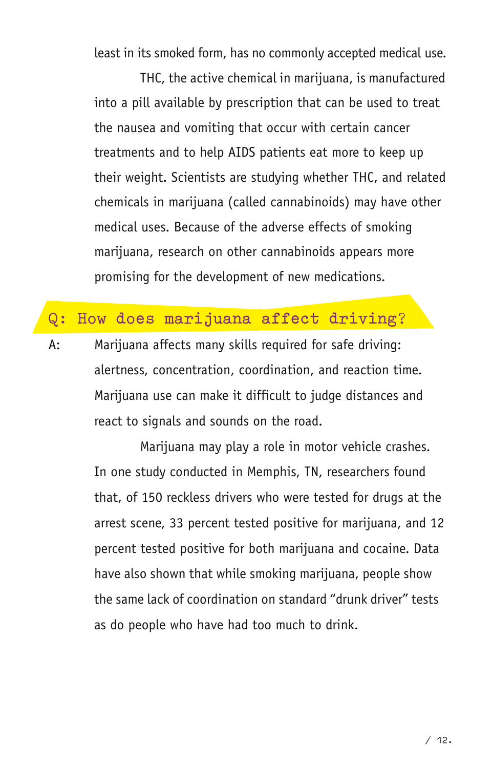least in its smoked form, has no commonly accepted medical use.

THC, the active chemical in marijuana, is manufactured into a pill available by prescription that can be used to treat the nausea and vomiting that occur with certain cancer treatments and to help AIDS patients eat more to keep up their weight. Scientists are studying whether THC, and related chemicals in marijuana (called cannabinoids) may have other medical uses. Because of the adverse effects of smoking marijuana, research on other cannabinoids appears more promising for the development of new medications.

## Q: How does marijuana affect driving?

A: Marijuana affects many skills required for safe driving: alertness, concentration, coordination, and reaction time. Marijuana use can make it difficult to judge distances and react to signals and sounds on the road.

Marijuana may play a role in motor vehicle crashes. In one study conducted in Memphis, TN, researchers found that, of 150 reckless drivers who were tested for drugs at the arrest scene, 33 percent tested positive for marijuana, and 12 percent tested positive for both marijuana and cocaine. Data have also shown that while smoking marijuana, people show the same lack of coordination on standard "drunk driver" tests as do people who have had too much to drink.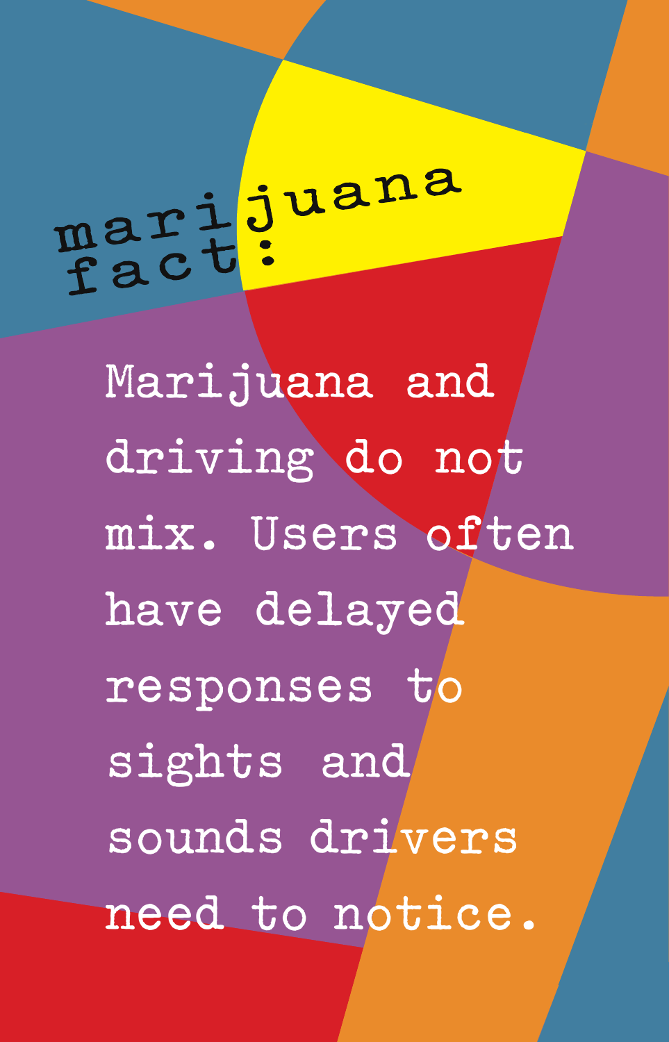## marijuana fact:

Marijuana and driving do not mix. Users often have delayed responses to sights and sounds drivers need to notice.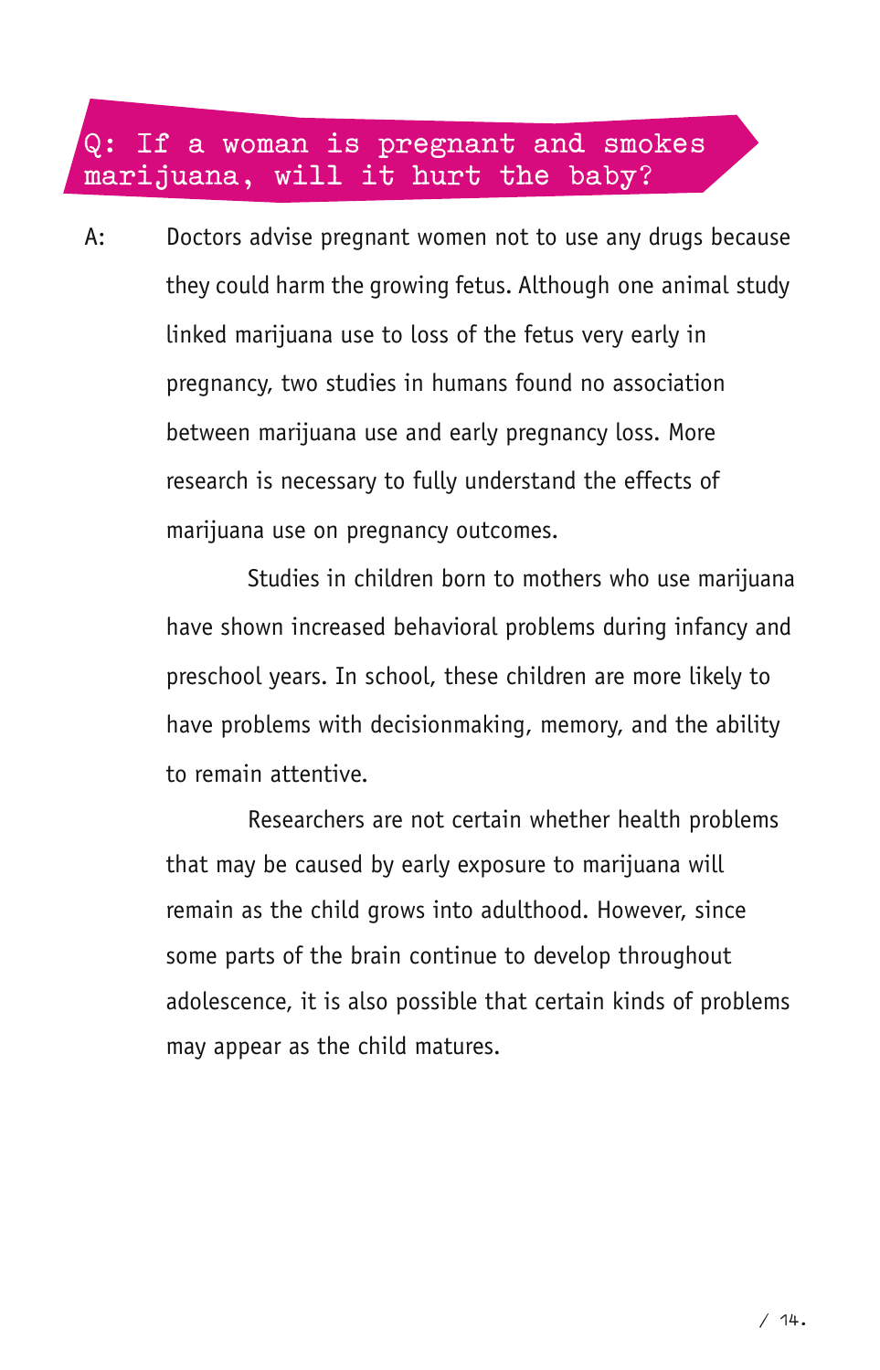## Q: If a woman is pregnant and smokes marijuana, will it hurt the baby?

A: Doctors advise pregnant women not to use any drugs because they could harm the growing fetus. Although one animal study linked marijuana use to loss of the fetus very early in pregnancy, two studies in humans found no association between marijuana use and early pregnancy loss. More research is necessary to fully understand the effects of marijuana use on pregnancy outcomes.

Studies in children born to mothers who use marijuana have shown increased behavioral problems during infancy and preschool years. In school, these children are more likely to have problems with decisionmaking, memory, and the ability to remain attentive.

Researchers are not certain whether health problems that may be caused by early exposure to marijuana will remain as the child grows into adulthood. However, since some parts of the brain continue to develop throughout adolescence, it is also possible that certain kinds of problems may appear as the child matures.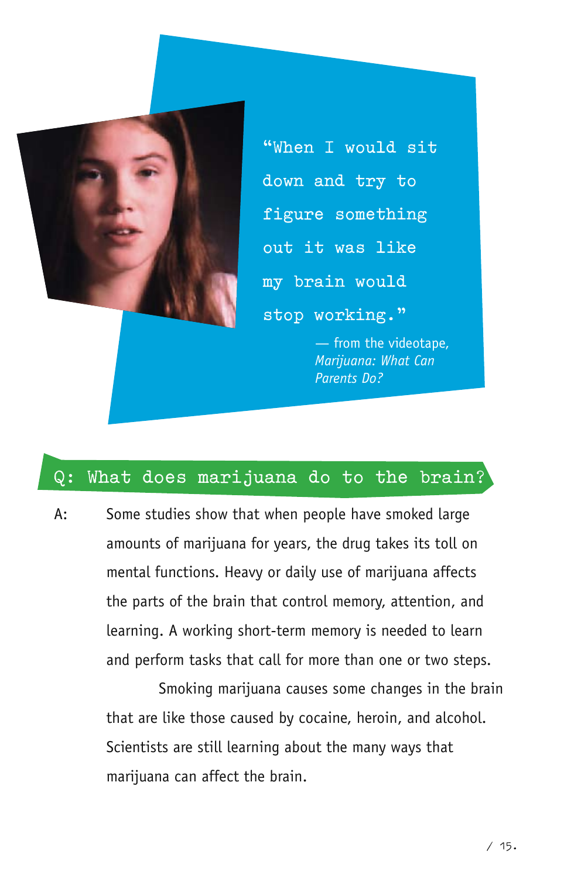"When I would sit down and try to figure something out it was like my brain would stop working."

— from the videotape, *Marijuana: What Can Parents Do?*

## Q: What does marijuana do to the brain?

A: Some studies show that when people have smoked large amounts of marijuana for years, the drug takes its toll on mental functions. Heavy or daily use of marijuana affects the parts of the brain that control memory, attention, and learning. A working short-term memory is needed to learn and perform tasks that call for more than one or two steps.

Smoking marijuana causes some changes in the brain that are like those caused by cocaine, heroin, and alcohol. Scientists are still learning about the many ways that marijuana can affect the brain.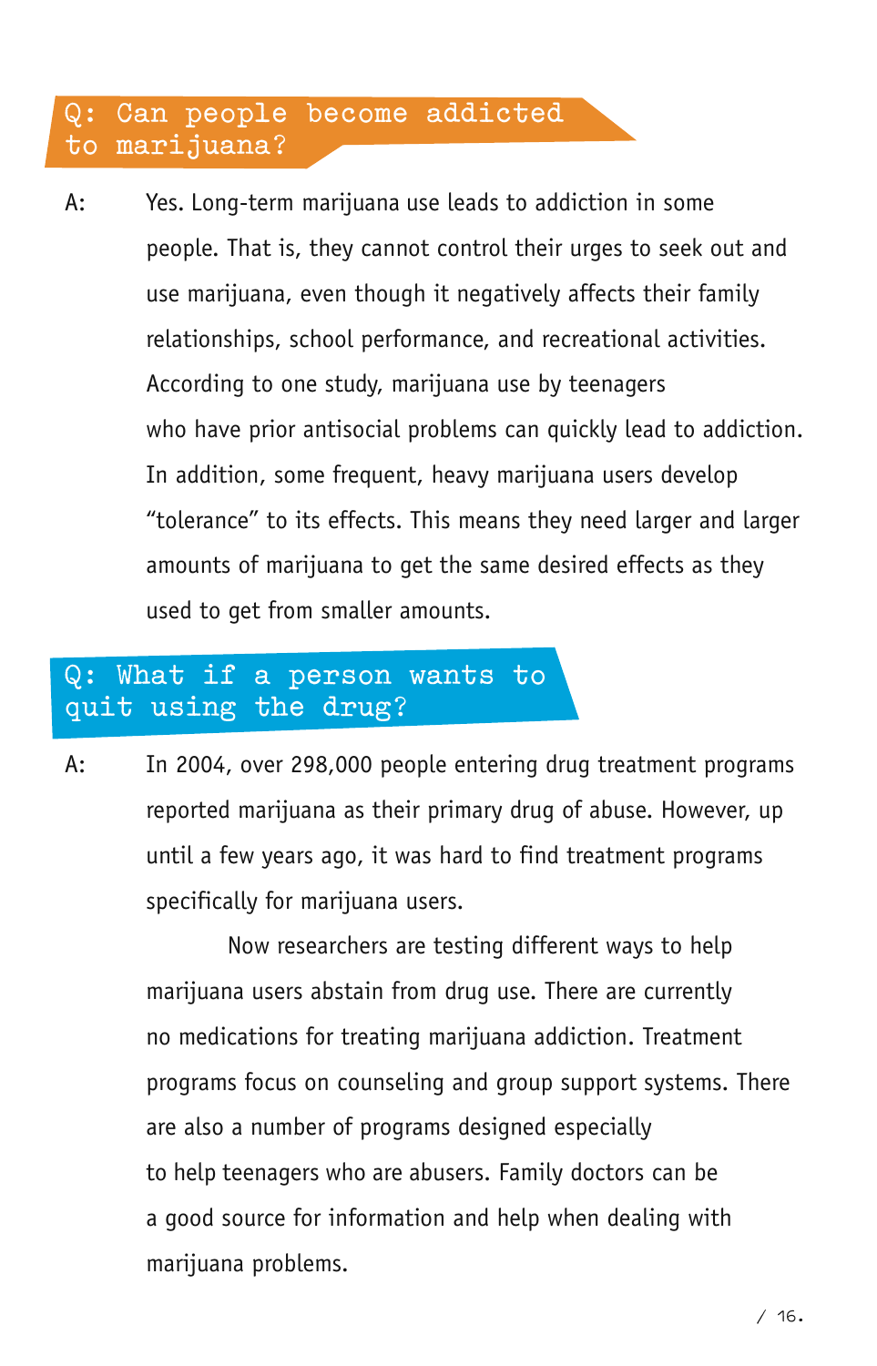## Q: Can people become addicted to marijuana?

A: Yes. Long-term marijuana use leads to addiction in some people. That is, they cannot control their urges to seek out and use marijuana, even though it negatively affects their family relationships, school performance, and recreational activities. According to one study, marijuana use by teenagers who have prior antisocial problems can quickly lead to addiction. In addition, some frequent, heavy marijuana users develop "tolerance" to its effects. This means they need larger and larger amounts of marijuana to get the same desired effects as they used to get from smaller amounts.

## Q: What if a person wants to quit using the drug?

A: In 2004, over 298,000 people entering drug treatment programs reported marijuana as their primary drug of abuse. However, up until a few years ago, it was hard to find treatment programs specifically for marijuana users.

Now researchers are testing different ways to help marijuana users abstain from drug use. There are currently no medications for treating marijuana addiction. Treatment programs focus on counseling and group support systems. There are also a number of programs designed especially to help teenagers who are abusers. Family doctors can be a good source for information and help when dealing with marijuana problems.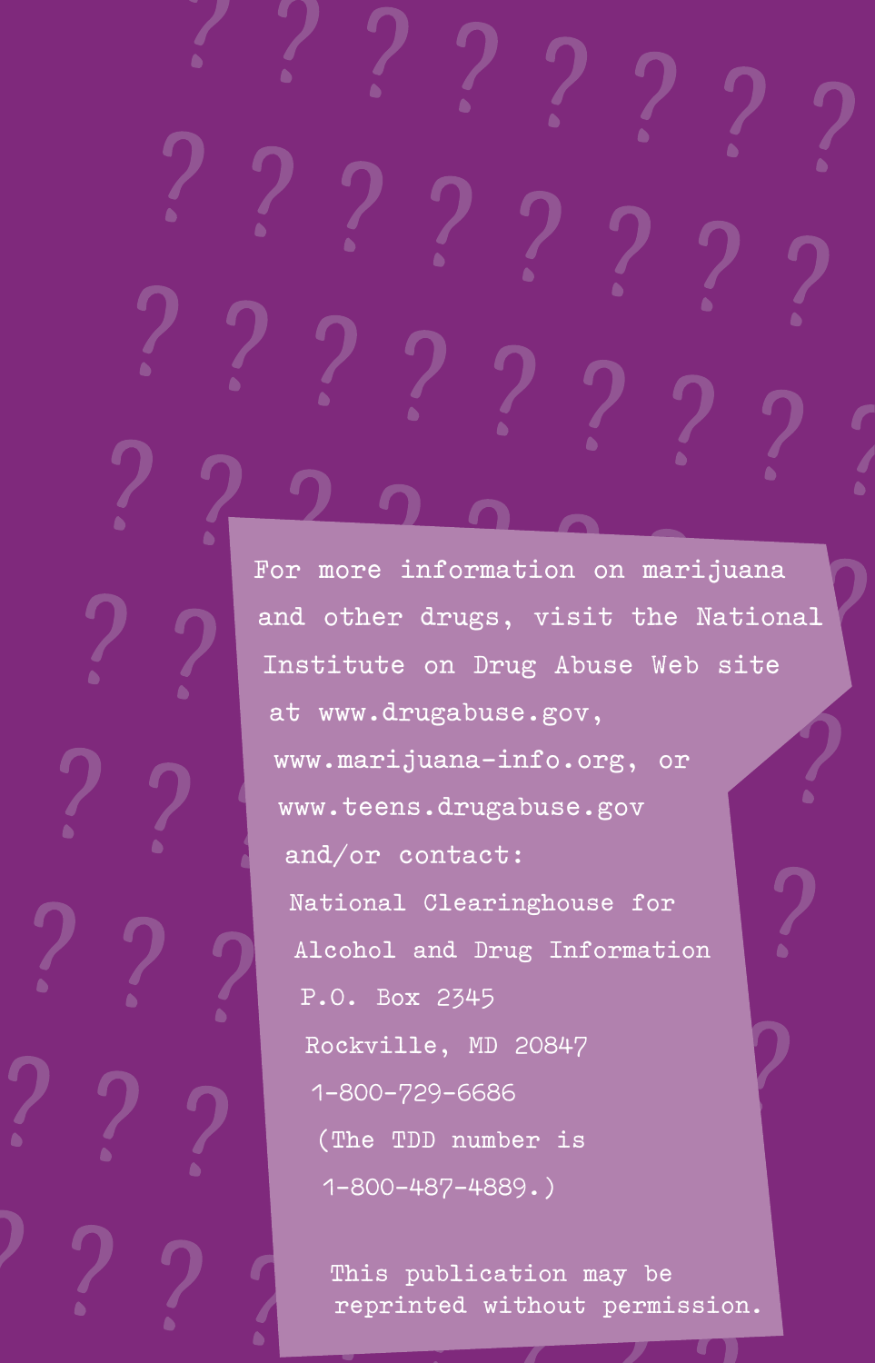For more information on marijuana and other drugs, visit the National Institute on Drug Abuse Web site at www.drugabuse.gov, www.marijuana-info.org, or www.teens.drugabuse.gov and/or contact:

National Clearinghouse for Alcohol and Drug Information
P.O. Box 2345
Rockville, MD 20847
1-800-729-6686
(The TDD number is 1-800-487-4889.)

This publication may be reprinted without permission.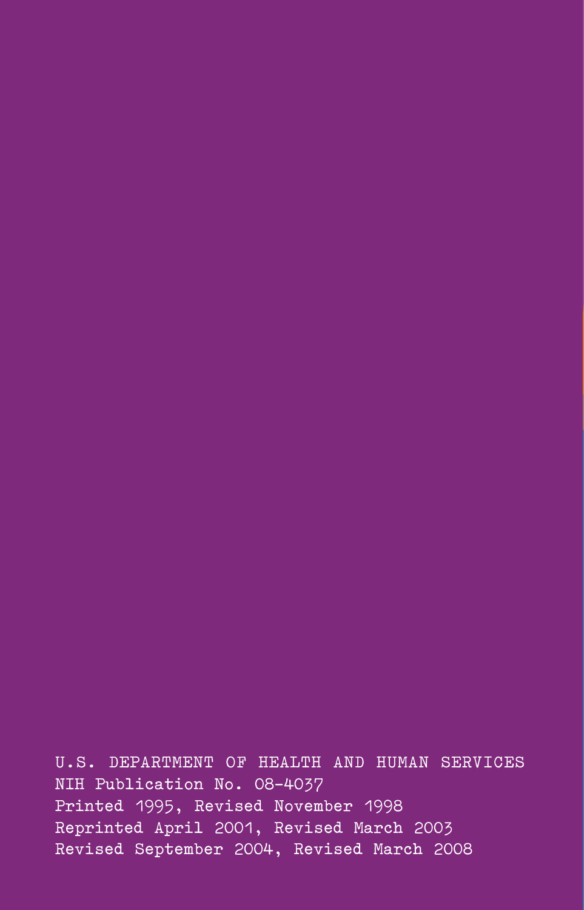U.S. DEPARTMENT OF HEALTH AND HUMAN SERVICES
NIH Publication No. 08-4037
Printed 1995, Revised November 1998
Reprinted April 2001, Revised March 2003
Revised September 2004, Revised March 2008